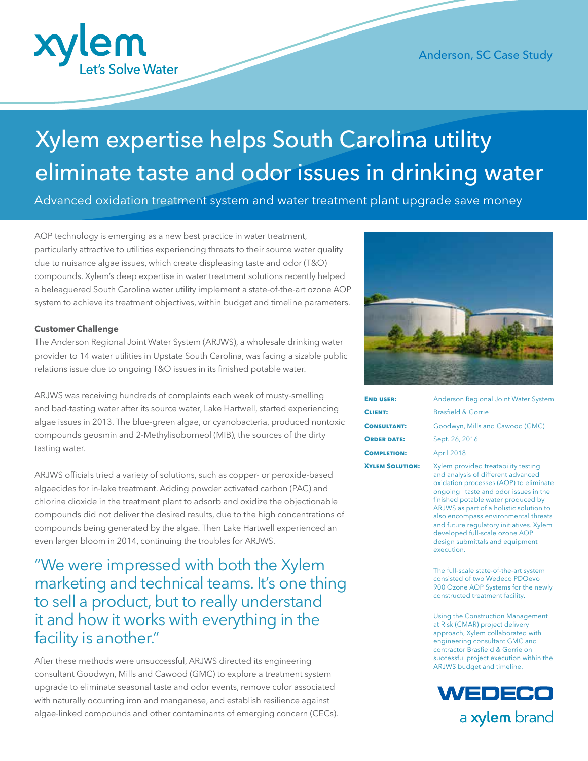xylem
Let's Solve Water

Anderson, SC Case Study

# Xylem expertise helps South Carolina utility eliminate taste and odor issues in drinking water

Advanced oxidation treatment system and water treatment plant upgrade save money

AOP technology is emerging as a new best practice in water treatment, particularly attractive to utilities experiencing threats to their source water quality due to nuisance algae issues, which create displeasing taste and odor (T&O) compounds. Xylem's deep expertise in water treatment solutions recently helped a beleaguered South Carolina water utility implement a state-of-the-art ozone AOP system to achieve its treatment objectives, within budget and timeline parameters.

**Customer Challenge**

The Anderson Regional Joint Water System (ARJWS), a wholesale drinking water provider to 14 water utilities in Upstate South Carolina, was facing a sizable public relations issue due to ongoing T&O issues in its finished potable water.

ARJWS was receiving hundreds of complaints each week of musty-smelling and bad-tasting water after its source water, Lake Hartwell, started experiencing algae issues in 2013. The blue-green algae, or cyanobacteria, produced nontoxic compounds geosmin and 2-Methylisoborneol (MIB), the sources of the dirty tasting water.

ARJWS officials tried a variety of solutions, such as copper- or peroxide-based algaecides for in-lake treatment. Adding powder activated carbon (PAC) and chlorine dioxide in the treatment plant to adsorb and oxidize the objectionable compounds did not deliver the desired results, due to the high concentrations of compounds being generated by the algae. Then Lake Hartwell experienced an even larger bloom in 2014, continuing the troubles for ARJWS.

> "We were impressed with both the Xylem marketing and technical teams. It's one thing to sell a product, but to really understand it and how it works with everything in the facility is another."

After these methods were unsuccessful, ARJWS directed its engineering consultant Goodwyn, Mills and Cawood (GMC) to explore a treatment system upgrade to eliminate seasonal taste and odor events, remove color associated with naturally occurring iron and manganese, and establish resilience against algae-linked compounds and other contaminants of emerging concern (CECs).

**End user:** Anderson Regional Joint Water System

**Client:** Brasfield & Gorrie

**Consultant:** Goodwyn, Mills and Cawood (GMC)

**Order date:** Sept. 26, 2016

**Completion:** April 2018

**Xylem Solution:** Xylem provided treatability testing and analysis of different advanced oxidation processes (AOP) to eliminate ongoing taste and odor issues in the finished potable water produced by ARJWS as part of a holistic solution to also encompass environmental threats and future regulatory initiatives. Xylem developed full-scale ozone AOP design submittals and equipment execution.

The full-scale state-of-the-art system consisted of two Wedeco PDOevo 900 Ozone AOP Systems for the newly constructed treatment facility.

Using the Construction Management at Risk (CMAR) project delivery approach, Xylem collaborated with engineering consultant GMC and contractor Brasfield & Gorrie on successful project execution within the ARJWS budget and timeline.

WEDECO
a xylem brand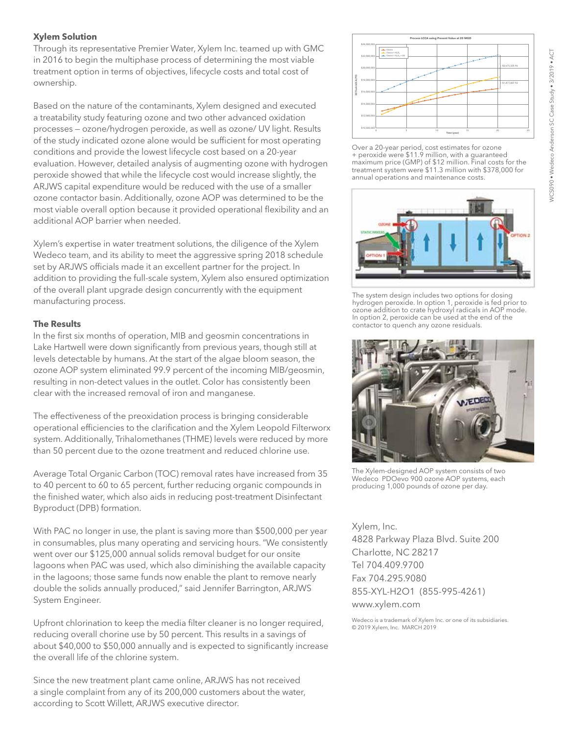### Xylem Solution

Through its representative Premier Water, Xylem Inc. teamed up with GMC in 2016 to begin the multiphase process of determining the most viable treatment option in terms of objectives, lifecycle costs and total cost of ownership.

Based on the nature of the contaminants, Xylem designed and executed a treatability study featuring ozone and two other advanced oxidation processes — ozone/hydrogen peroxide, as well as ozone/ UV light. Results of the study indicated ozone alone would be sufficient for most operating conditions and provide the lowest lifecycle cost based on a 20-year evaluation. However, detailed analysis of augmenting ozone with hydrogen peroxide showed that while the lifecycle cost would increase slightly, the ARJWS capital expenditure would be reduced with the use of a smaller ozone contactor basin. Additionally, ozone AOP was determined to be the most viable overall option because it provided operational flexibility and an additional AOP barrier when needed.

Xylem's expertise in water treatment solutions, the diligence of the Xylem Wedeco team, and its ability to meet the aggressive spring 2018 schedule set by ARJWS officials made it an excellent partner for the project. In addition to providing the full-scale system, Xylem also ensured optimization of the overall plant upgrade design concurrently with the equipment manufacturing process.

### The Results

In the first six months of operation, MIB and geosmin concentrations in Lake Hartwell were down significantly from previous years, though still at levels detectable by humans. At the start of the algae bloom season, the ozone AOP system eliminated 99.9 percent of the incoming MIB/geosmin, resulting in non-detect values in the outlet. Color has consistently been clear with the increased removal of iron and manganese.

The effectiveness of the preoxidation process is bringing considerable operational efficiencies to the clarification and the Xylem Leopold Filterworx system. Additionally, Trihalomethanes (THME) levels were reduced by more than 50 percent due to the ozone treatment and reduced chlorine use.

Average Total Organic Carbon (TOC) removal rates have increased from 35 to 40 percent to 60 to 65 percent, further reducing organic compounds in the finished water, which also aids in reducing post-treatment Disinfectant Byproduct (DPB) formation.

With PAC no longer in use, the plant is saving more than $500,000 per year in consumables, plus many operating and servicing hours. "We consistently went over our $125,000 annual solids removal budget for our onsite lagoons when PAC was used, which also diminishing the available capacity in the lagoons; those same funds now enable the plant to remove nearly double the solids annually produced," said Jennifer Barrington, ARJWS System Engineer.

Upfront chlorination to keep the media filter cleaner is no longer required, reducing overall chorine use by 50 percent. This results in a savings of about $40,000 to $50,000 annually and is expected to significantly increase the overall life of the chlorine system.

Since the new treatment plant came online, ARJWS has not received a single complaint from any of its 200,000 customers about the water, according to Scott Willett, ARJWS executive director.

Process LCCA using Present Value at 20 MGD

Ozone
Ozone + $H_2O_2$
Ozone + $H_2O_2$ + UV

$24,000,000
$22,000,000
$20,000,000
$18,000,000
$16,000,000
$14,000,000
$12,000,000
$10,000,000

20 Year LCCA (PV)

0
5
10
15
20
25
Time (year)

$3,475,325.96
$1,877,007.92

Over a 20-year period, cost estimates for ozone + peroxide were $11.9 million, with a guaranteed maximum price (GMP) of $12 million. Final costs for the treatment system were $11.3 million with $378,000 for annual operations and maintenance costs.

OZONE
STATIC MIXERS
OPTION 1
OPTION 2

The system design includes two options for dosing hydrogen peroxide. In option 1, peroxide is fed prior to ozone addition to crate hydroxyl radicals in AOP mode. In option 2, peroxide can be used at the end of the contactor to quench any ozone residuals.

The Xylem-designed AOP system consists of two Wedeco PDOevo 900 ozone AOP systems, each producing 1,000 pounds of ozone per day.

Xylem, Inc.
4828 Parkway Plaza Blvd. Suite 200
Charlotte, NC 28217
Tel 704.409.9700
Fax 704.295.9080
855-XYL-H2O1 (855-995-4261)
www.xylem.com

Wedeco is a trademark of Xylem Inc. or one of its subsidiaries.
© 2019 Xylem, Inc. MARCH 2019